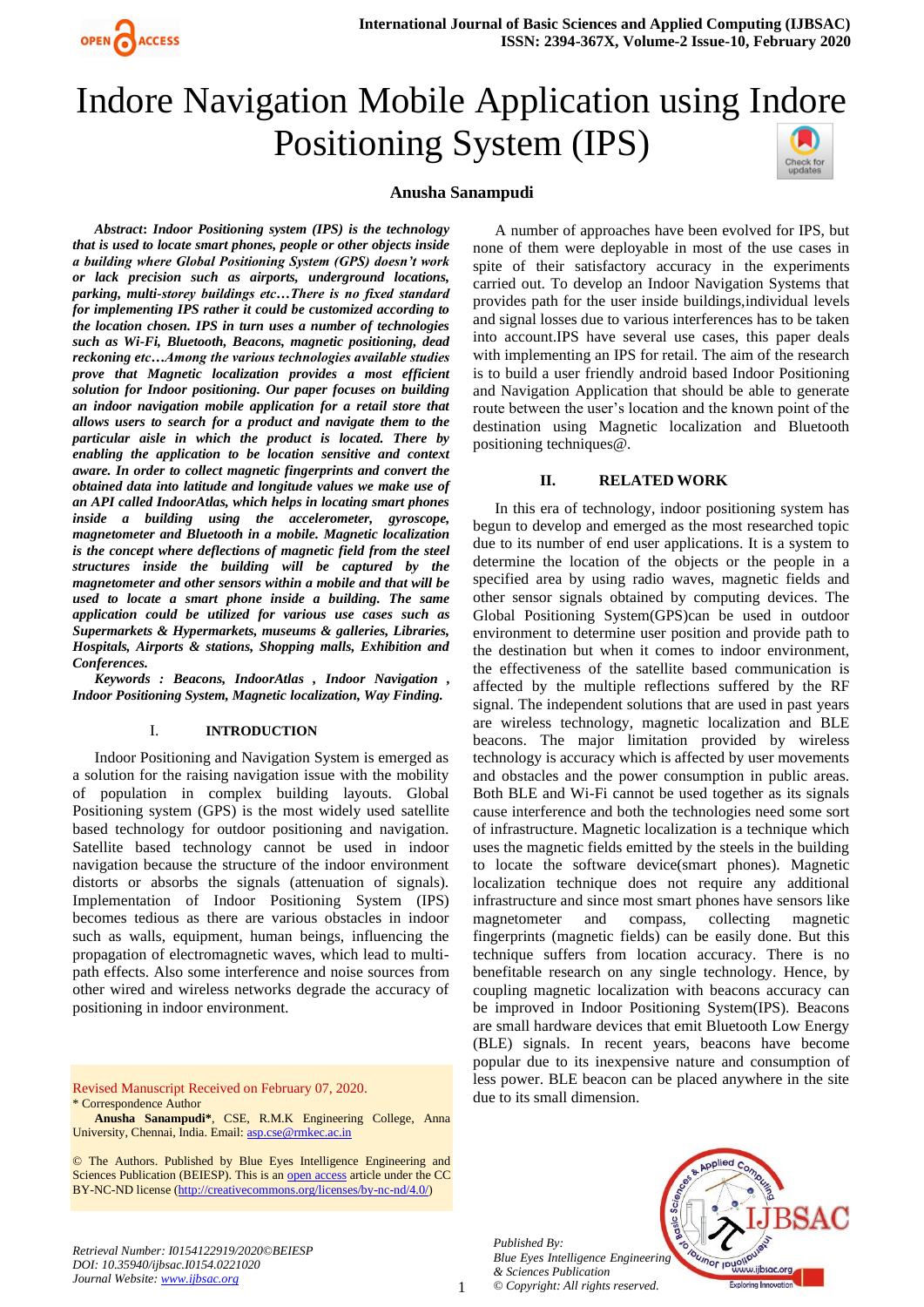# Indore Navigation Mobile Application using Indore Positioning System (IPS)

**Anusha Sanampudi**

***Abstract*****:** ***Indoor Positioning system (IPS) is the technology that is used to locate smart phones, people or other objects inside a building where Global Positioning System (GPS) doesn't work or lack precision such as airports, underground locations, parking, multi-storey buildings etc…There is no fixed standard for implementing IPS rather it could be customized according to the location chosen. IPS in turn uses a number of technologies such as Wi-Fi, Bluetooth, Beacons, magnetic positioning, dead reckoning etc…Among the various technologies available studies prove that Magnetic localization provides a most efficient solution for Indoor positioning. Our paper focuses on building an indoor navigation mobile application for a retail store that allows users to search for a product and navigate them to the particular aisle in which the product is located. There by enabling the application to be location sensitive and context aware. In order to collect magnetic fingerprints and convert the obtained data into latitude and longitude values we make use of an API called IndoorAtlas, which helps in locating smart phones inside a building using the accelerometer, gyroscope, magnetometer and Bluetooth in a mobile. Magnetic localization is the concept where deflections of magnetic field from the steel structures inside the building will be captured by the magnetometer and other sensors within a mobile and that will be used to locate a smart phone inside a building. The same application could be utilized for various use cases such as Supermarkets & Hypermarkets, museums & galleries, Libraries, Hospitals, Airports & stations, Shopping malls, Exhibition and Conferences.***

***Keywords : Beacons, IndoorAtlas , Indoor Navigation , Indoor Positioning System, Magnetic localization, Way Finding.***

## I. INTRODUCTION

Indoor Positioning and Navigation System is emerged as a solution for the raising navigation issue with the mobility of population in complex building layouts. Global Positioning system (GPS) is the most widely used satellite based technology for outdoor positioning and navigation. Satellite based technology cannot be used in indoor navigation because the structure of the indoor environment distorts or absorbs the signals (attenuation of signals). Implementation of Indoor Positioning System (IPS) becomes tedious as there are various obstacles in indoor such as walls, equipment, human beings, influencing the propagation of electromagnetic waves, which lead to multi-path effects. Also some interference and noise sources from other wired and wireless networks degrade the accuracy of positioning in indoor environment.

A number of approaches have been evolved for IPS, but none of them were deployable in most of the use cases in spite of their satisfactory accuracy in the experiments carried out. To develop an Indoor Navigation Systems that provides path for the user inside buildings,individual levels and signal losses due to various interferences has to be taken into account.IPS have several use cases, this paper deals with implementing an IPS for retail. The aim of the research is to build a user friendly android based Indoor Positioning and Navigation Application that should be able to generate route between the user's location and the known point of the destination using Magnetic localization and Bluetooth positioning techniques@.

## II. RELATED WORK

In this era of technology, indoor positioning system has begun to develop and emerged as the most researched topic due to its number of end user applications. It is a system to determine the location of the objects or the people in a specified area by using radio waves, magnetic fields and other sensor signals obtained by computing devices. The Global Positioning System(GPS)can be used in outdoor environment to determine user position and provide path to the destination but when it comes to indoor environment, the effectiveness of the satellite based communication is affected by the multiple reflections suffered by the RF signal. The independent solutions that are used in past years are wireless technology, magnetic localization and BLE beacons. The major limitation provided by wireless technology is accuracy which is affected by user movements and obstacles and the power consumption in public areas. Both BLE and Wi-Fi cannot be used together as its signals cause interference and both the technologies need some sort of infrastructure. Magnetic localization is a technique which uses the magnetic fields emitted by the steels in the building to locate the software device(smart phones). Magnetic localization technique does not require any additional infrastructure and since most smart phones have sensors like magnetometer and compass, collecting magnetic fingerprints (magnetic fields) can be easily done. But this technique suffers from location accuracy. There is no benefitable research on any single technology. Hence, by coupling magnetic localization with beacons accuracy can be improved in Indoor Positioning System(IPS). Beacons are small hardware devices that emit Bluetooth Low Energy (BLE) signals. In recent years, beacons have become popular due to its inexpensive nature and consumption of less power. BLE beacon can be placed anywhere in the site due to its small dimension.

Revised Manuscript Received on February 07, 2020.

\* Correspondence Author

**Anusha Sanampudi\***, CSE, R.M.K Engineering College, Anna University, Chennai, India. Email: asp.cse@rmkec.ac.in

© The Authors. Published by Blue Eyes Intelligence Engineering and Sciences Publication (BEIESP). This is an open access article under the CC BY-NC-ND license (http://creativecommons.org/licenses/by-nc-nd/4.0/)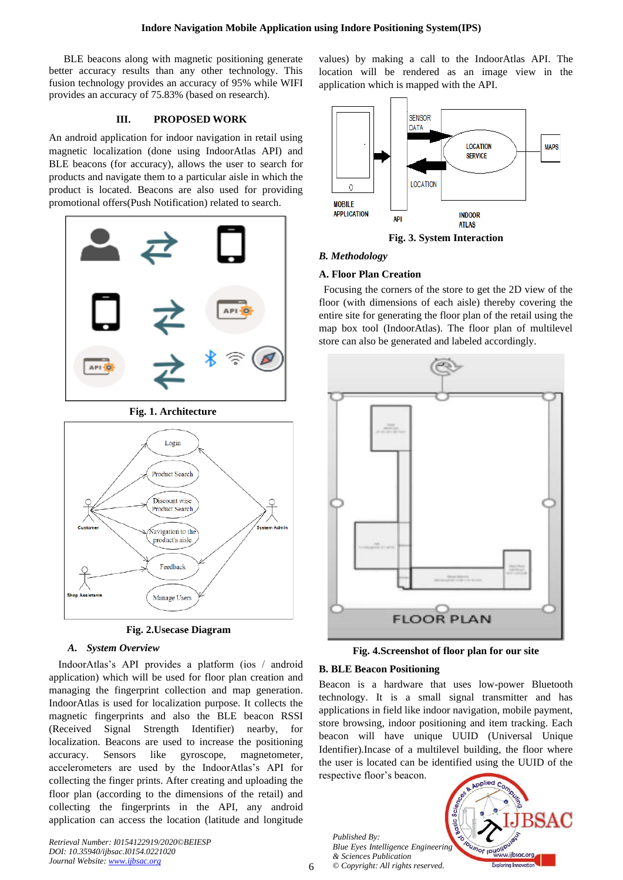BLE beacons along with magnetic positioning generate better accuracy results than any other technology. This fusion technology provides an accuracy of 95% while WIFI provides an accuracy of 75.83% (based on research).

## III. PROPOSED WORK

An android application for indoor navigation in retail using magnetic localization (done using IndoorAtlas API) and BLE beacons (for accuracy), allows the user to search for products and navigate them to a particular aisle in which the product is located. Beacons are also used for providing promotional offers(Push Notification) related to search.

**Fig. 1. Architecture**

**Fig. 2.Usecase Diagram**

### A. System Overview

IndoorAtlas's API provides a platform (ios / android application) which will be used for floor plan creation and managing the fingerprint collection and map generation. IndoorAtlas is used for localization purpose. It collects the magnetic fingerprints and also the BLE beacon RSSI (Received Signal Strength Identifier) nearby, for localization. Beacons are used to increase the positioning accuracy. Sensors like gyroscope, magnetometer, accelerometers are used by the IndoorAtlas's API for collecting the finger prints. After creating and uploading the floor plan (according to the dimensions of the retail) and collecting the fingerprints in the API, any android application can access the location (latitude and longitude values) by making a call to the IndoorAtlas API. The location will be rendered as an image view in the application which is mapped with the API.

**Fig. 3. System Interaction**

### B. Methodology

#### A. Floor Plan Creation

Focusing the corners of the store to get the 2D view of the floor (with dimensions of each aisle) thereby covering the entire site for generating the floor plan of the retail using the map box tool (IndoorAtlas). The floor plan of multilevel store can also be generated and labeled accordingly.

**Fig. 4.Screenshot of floor plan for our site**

#### B. BLE Beacon Positioning

Beacon is a hardware that uses low-power Bluetooth technology. It is a small signal transmitter and has applications in field like indoor navigation, mobile payment, store browsing, indoor positioning and item tracking. Each beacon will have unique UUID (Universal Unique Identifier).Incase of a multilevel building, the floor where the user is located can be identified using the UUID of the respective floor's beacon.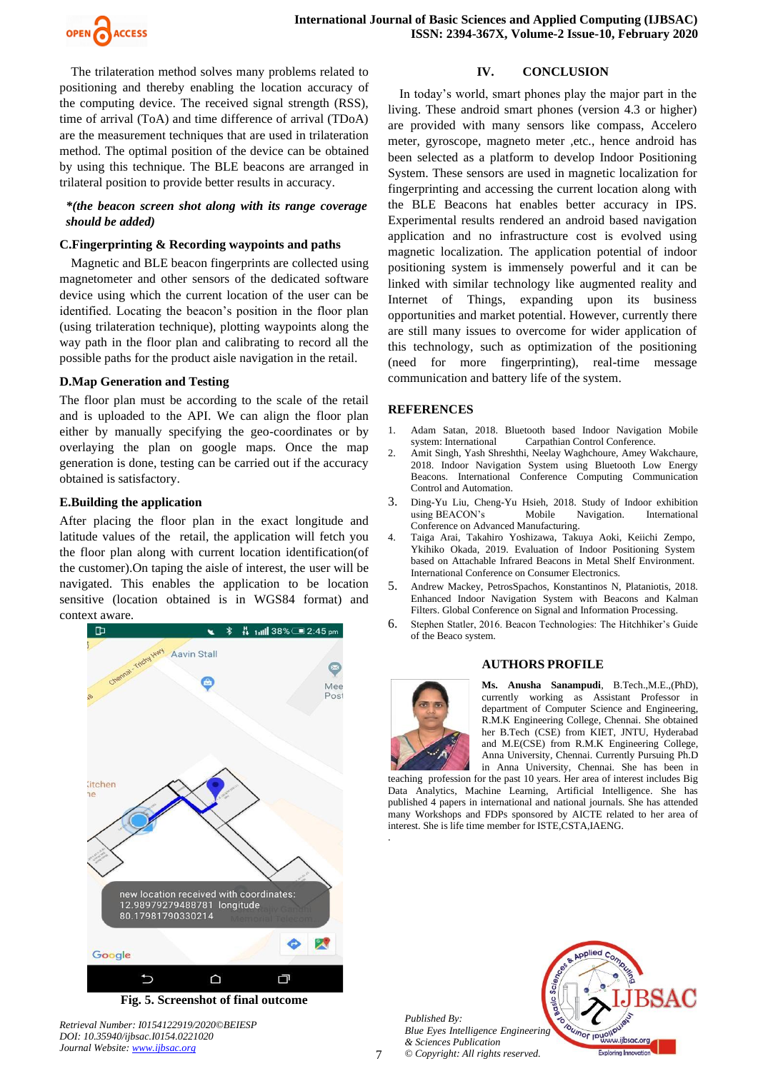The trilateration method solves many problems related to positioning and thereby enabling the location accuracy of the computing device. The received signal strength (RSS), time of arrival (ToA) and time difference of arrival (TDoA) are the measurement techniques that are used in trilateration method. The optimal position of the device can be obtained by using this technique. The BLE beacons are arranged in trilateral position to provide better results in accuracy.

***(the beacon screen shot along with its range coverage should be added)***

### C.Fingerprinting & Recording waypoints and paths

Magnetic and BLE beacon fingerprints are collected using magnetometer and other sensors of the dedicated software device using which the current location of the user can be identified. Locating the beacon's position in the floor plan (using trilateration technique), plotting waypoints along the way path in the floor plan and calibrating to record all the possible paths for the product aisle navigation in the retail.

### D.Map Generation and Testing

The floor plan must be according to the scale of the retail and is uploaded to the API. We can align the floor plan either by manually specifying the geo-coordinates or by overlaying the plan on google maps. Once the map generation is done, testing can be carried out if the accuracy obtained is satisfactory.

### E.Building the application

After placing the floor plan in the exact longitude and latitude values of the retail, the application will fetch you the floor plan along with current location identification(of the customer).On taping the aisle of interest, the user will be navigated. This enables the location to be location sensitive (location obtained is in WGS84 format) and context aware.

**Fig. 5. Screenshot of final outcome**

## IV. CONCLUSION

In today's world, smart phones play the major part in the living. These android smart phones (version 4.3 or higher) are provided with many sensors like compass, Accelero meter, gyroscope, magneto meter ,etc., hence android has been selected as a platform to develop Indoor Positioning System. These sensors are used in magnetic localization for fingerprinting and accessing the current location along with the BLE Beacons hat enables better accuracy in IPS. Experimental results rendered an android based navigation application and no infrastructure cost is evolved using magnetic localization. The application potential of indoor positioning system is immensely powerful and it can be linked with similar technology like augmented reality and Internet of Things, expanding upon its business opportunities and market potential. However, currently there are still many issues to overcome for wider application of this technology, such as optimization of the positioning (need for more fingerprinting), real-time message communication and battery life of the system.

## REFERENCES

1. Adam Satan, 2018. Bluetooth based Indoor Navigation Mobile system: International Carpathian Control Conference.
2. Amit Singh, Yash Shreshthi, Neelay Waghchoure, Amey Wakchaure, 2018. Indoor Navigation System using Bluetooth Low Energy Beacons. International Conference Computing Communication Control and Automation.
3. Ding-Yu Liu, Cheng-Yu Hsieh, 2018. Study of Indoor exhibition using BEACON's Mobile Navigation. International Conference on Advanced Manufacturing.
4. Taiga Arai, Takahiro Yoshizawa, Takuya Aoki, Keiichi Zempo, Ykihiko Okada, 2019. Evaluation of Indoor Positioning System based on Attachable Infrared Beacons in Metal Shelf Environment. International Conference on Consumer Electronics.
5. Andrew Mackey, PetrosSpachos, Konstantinos N, Plataniotis, 2018. Enhanced Indoor Navigation System with Beacons and Kalman Filters. Global Conference on Signal and Information Processing.
6. Stephen Statler, 2016. Beacon Technologies: The Hitchhiker's Guide of the Beaco system.

## AUTHORS PROFILE

**Ms. Anusha Sanampudi**, B.Tech.,M.E.,(PhD), currently working as Assistant Professor in department of Computer Science and Engineering, R.M.K Engineering College, Chennai. She obtained her B.Tech (CSE) from KIET, JNTU, Hyderabad and M.E(CSE) from R.M.K Engineering College, Anna University, Chennai. Currently Pursuing Ph.D in Anna University, Chennai. She has been in teaching profession for the past 10 years. Her area of interest includes Big Data Analytics, Machine Learning, Artificial Intelligence. She has published 4 papers in international and national journals. She has attended many Workshops and FDPs sponsored by AICTE related to her area of interest. She is life time member for ISTE,CSTA,IAENG.